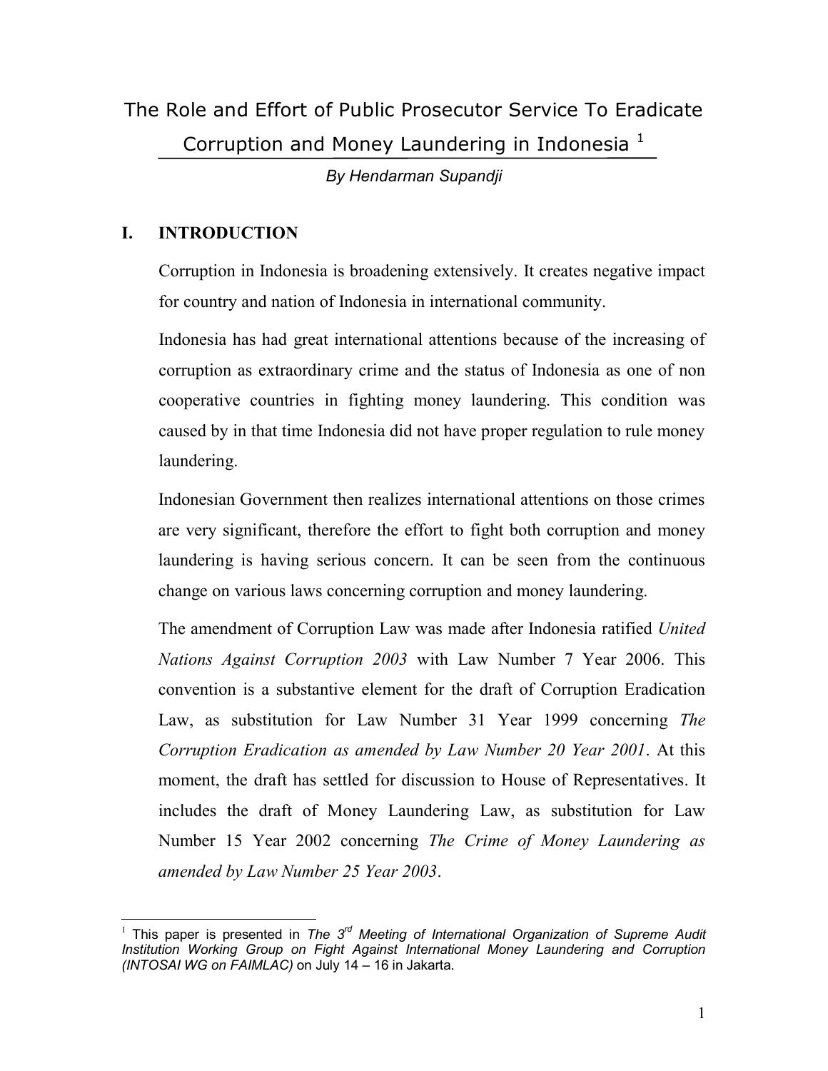# The Role and Effort of Public Prosecutor Service To Eradicate Corruption and Money Laundering in Indonesia [1]

*By Hendarman Supandji*

## I. INTRODUCTION

Corruption in Indonesia is broadening extensively. It creates negative impact for country and nation of Indonesia in international community.

Indonesia has had great international attentions because of the increasing of corruption as extraordinary crime and the status of Indonesia as one of non cooperative countries in fighting money laundering. This condition was caused by in that time Indonesia did not have proper regulation to rule money laundering.

Indonesian Government then realizes international attentions on those crimes are very significant, therefore the effort to fight both corruption and money laundering is having serious concern. It can be seen from the continuous change on various laws concerning corruption and money laundering.

The amendment of Corruption Law was made after Indonesia ratified *United Nations Against Corruption 2003* with Law Number 7 Year 2006. This convention is a substantive element for the draft of Corruption Eradication Law, as substitution for Law Number 31 Year 1999 concerning *The Corruption Eradication as amended by Law Number 20 Year 2001*. At this moment, the draft has settled for discussion to House of Representatives. It includes the draft of Money Laundering Law, as substitution for Law Number 15 Year 2002 concerning *The Crime of Money Laundering as amended by Law Number 25 Year 2003*.

---

[1] This paper is presented in *The 3rd Meeting of International Organization of Supreme Audit Institution Working Group on Fight Against International Money Laundering and Corruption (INTOSAI WG on FAIMLAC)* on July 14 – 16 in Jakarta.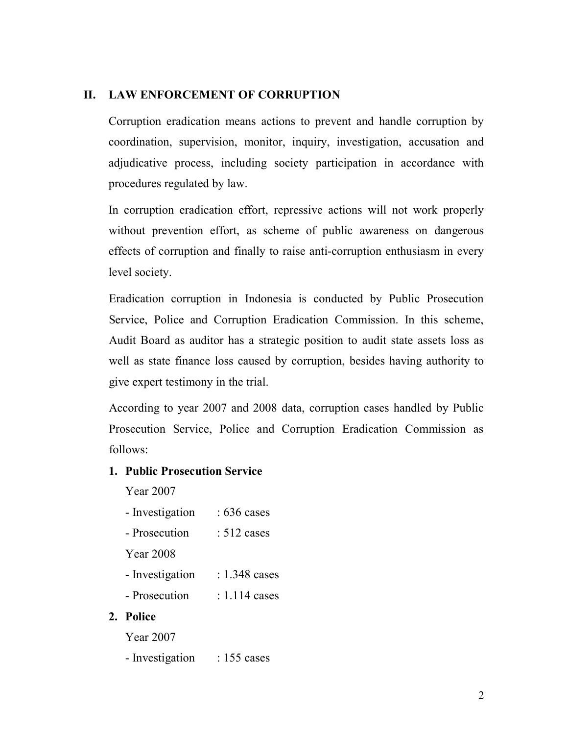## II. LAW ENFORCEMENT OF CORRUPTION

Corruption eradication means actions to prevent and handle corruption by coordination, supervision, monitor, inquiry, investigation, accusation and adjudicative process, including society participation in accordance with procedures regulated by law.

In corruption eradication effort, repressive actions will not work properly without prevention effort, as scheme of public awareness on dangerous effects of corruption and finally to raise anti-corruption enthusiasm in every level society.

Eradication corruption in Indonesia is conducted by Public Prosecution Service, Police and Corruption Eradication Commission. In this scheme, Audit Board as auditor has a strategic position to audit state assets loss as well as state finance loss caused by corruption, besides having authority to give expert testimony in the trial.

According to year 2007 and 2008 data, corruption cases handled by Public Prosecution Service, Police and Corruption Eradication Commission as follows:

1. **Public Prosecution Service**

   Year 2007

   - Investigation : 636 cases
   - Prosecution : 512 cases

   Year 2008

   - Investigation : 1.348 cases
   - Prosecution : 1.114 cases

2. **Police**

   Year 2007

   - Investigation : 155 cases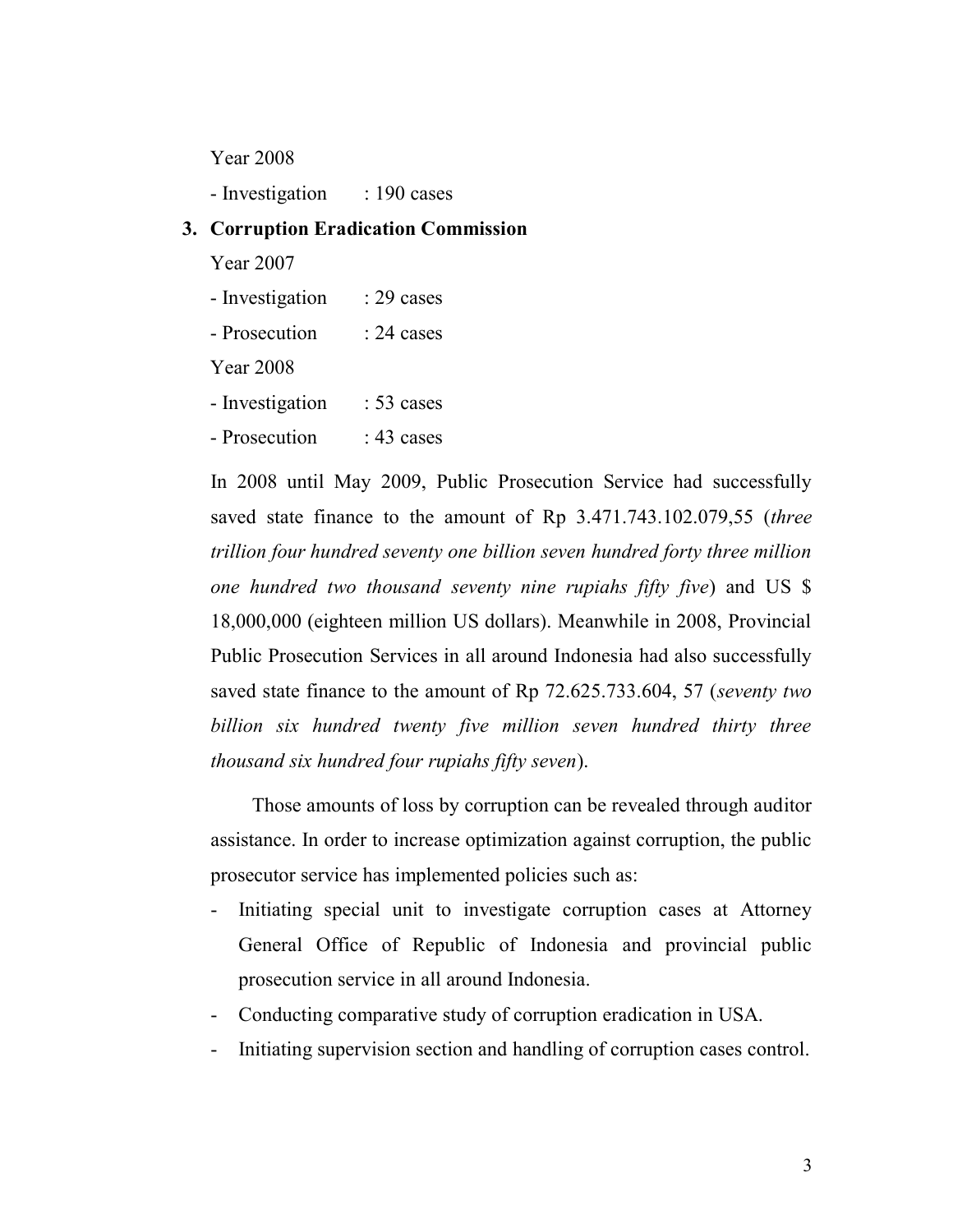Year 2008

- Investigation : 190 cases

3. **Corruption Eradication Commission**

Year 2007

- Investigation : 29 cases
- Prosecution : 24 cases

Year 2008

- Investigation : 53 cases
- Prosecution : 43 cases

In 2008 until May 2009, Public Prosecution Service had successfully saved state finance to the amount of Rp 3.471.743.102.079,55 (*three trillion four hundred seventy one billion seven hundred forty three million one hundred two thousand seventy nine rupiahs fifty five*) and US $ 18,000,000 (eighteen million US dollars). Meanwhile in 2008, Provincial Public Prosecution Services in all around Indonesia had also successfully saved state finance to the amount of Rp 72.625.733.604, 57 (*seventy two billion six hundred twenty five million seven hundred thirty three thousand six hundred four rupiahs fifty seven*).

Those amounts of loss by corruption can be revealed through auditor assistance. In order to increase optimization against corruption, the public prosecutor service has implemented policies such as:

- Initiating special unit to investigate corruption cases at Attorney General Office of Republic of Indonesia and provincial public prosecution service in all around Indonesia.
- Conducting comparative study of corruption eradication in USA.
- Initiating supervision section and handling of corruption cases control.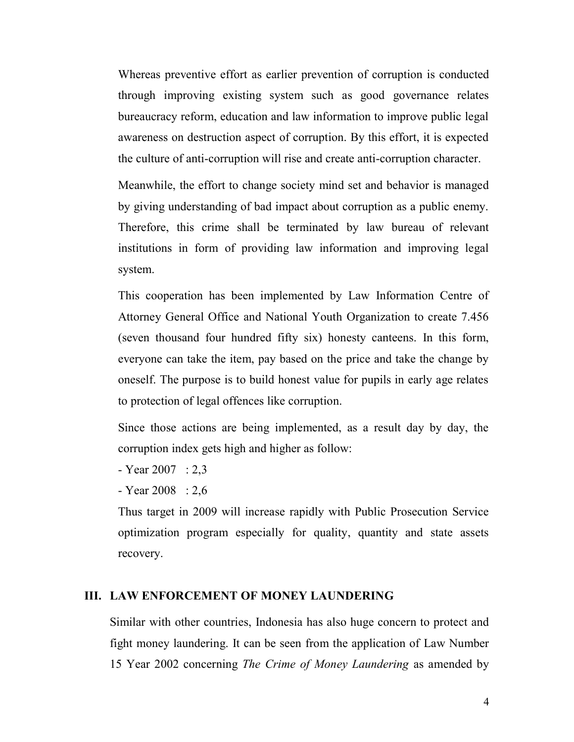Whereas preventive effort as earlier prevention of corruption is conducted through improving existing system such as good governance relates bureaucracy reform, education and law information to improve public legal awareness on destruction aspect of corruption. By this effort, it is expected the culture of anti-corruption will rise and create anti-corruption character.

Meanwhile, the effort to change society mind set and behavior is managed by giving understanding of bad impact about corruption as a public enemy. Therefore, this crime shall be terminated by law bureau of relevant institutions in form of providing law information and improving legal system.

This cooperation has been implemented by Law Information Centre of Attorney General Office and National Youth Organization to create 7.456 (seven thousand four hundred fifty six) honesty canteens. In this form, everyone can take the item, pay based on the price and take the change by oneself. The purpose is to build honest value for pupils in early age relates to protection of legal offences like corruption.

Since those actions are being implemented, as a result day by day, the corruption index gets high and higher as follow:

- Year 2007 : 2,3
- Year 2008 : 2,6

Thus target in 2009 will increase rapidly with Public Prosecution Service optimization program especially for quality, quantity and state assets recovery.

## III. LAW ENFORCEMENT OF MONEY LAUNDERING

Similar with other countries, Indonesia has also huge concern to protect and fight money laundering. It can be seen from the application of Law Number 15 Year 2002 concerning *The Crime of Money Laundering* as amended by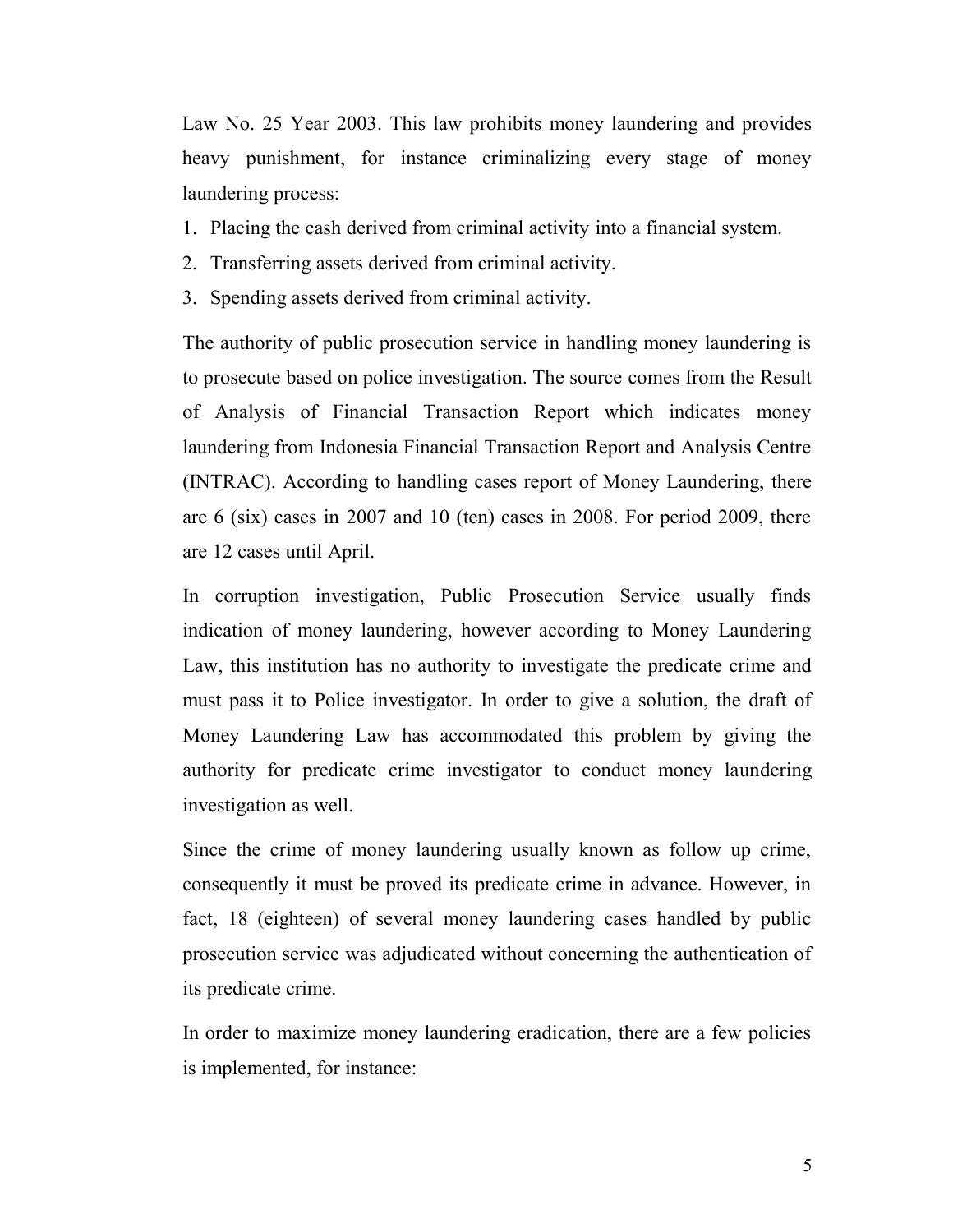Law No. 25 Year 2003. This law prohibits money laundering and provides heavy punishment, for instance criminalizing every stage of money laundering process:

1. Placing the cash derived from criminal activity into a financial system.
2. Transferring assets derived from criminal activity.
3. Spending assets derived from criminal activity.

The authority of public prosecution service in handling money laundering is to prosecute based on police investigation. The source comes from the Result of Analysis of Financial Transaction Report which indicates money laundering from Indonesia Financial Transaction Report and Analysis Centre (INTRAC). According to handling cases report of Money Laundering, there are 6 (six) cases in 2007 and 10 (ten) cases in 2008. For period 2009, there are 12 cases until April.

In corruption investigation, Public Prosecution Service usually finds indication of money laundering, however according to Money Laundering Law, this institution has no authority to investigate the predicate crime and must pass it to Police investigator. In order to give a solution, the draft of Money Laundering Law has accommodated this problem by giving the authority for predicate crime investigator to conduct money laundering investigation as well.

Since the crime of money laundering usually known as follow up crime, consequently it must be proved its predicate crime in advance. However, in fact, 18 (eighteen) of several money laundering cases handled by public prosecution service was adjudicated without concerning the authentication of its predicate crime.

In order to maximize money laundering eradication, there are a few policies is implemented, for instance: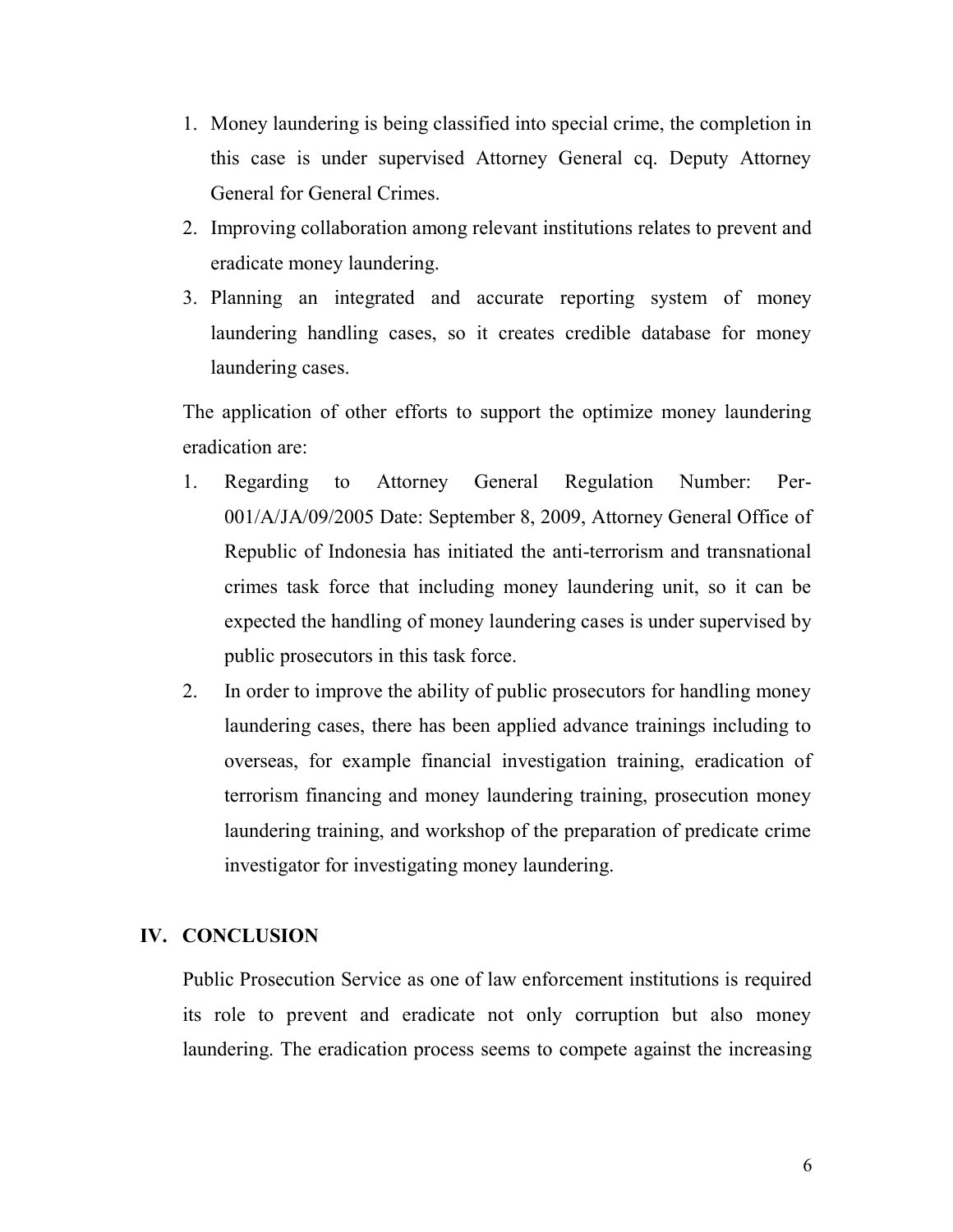1. Money laundering is being classified into special crime, the completion in this case is under supervised Attorney General cq. Deputy Attorney General for General Crimes.
2. Improving collaboration among relevant institutions relates to prevent and eradicate money laundering.
3. Planning an integrated and accurate reporting system of money laundering handling cases, so it creates credible database for money laundering cases.

The application of other efforts to support the optimize money laundering eradication are:

1. Regarding to Attorney General Regulation Number: Per-001/A/JA/09/2005 Date: September 8, 2009, Attorney General Office of Republic of Indonesia has initiated the anti-terrorism and transnational crimes task force that including money laundering unit, so it can be expected the handling of money laundering cases is under supervised by public prosecutors in this task force.
2. In order to improve the ability of public prosecutors for handling money laundering cases, there has been applied advance trainings including to overseas, for example financial investigation training, eradication of terrorism financing and money laundering training, prosecution money laundering training, and workshop of the preparation of predicate crime investigator for investigating money laundering.

## IV. CONCLUSION

Public Prosecution Service as one of law enforcement institutions is required its role to prevent and eradicate not only corruption but also money laundering. The eradication process seems to compete against the increasing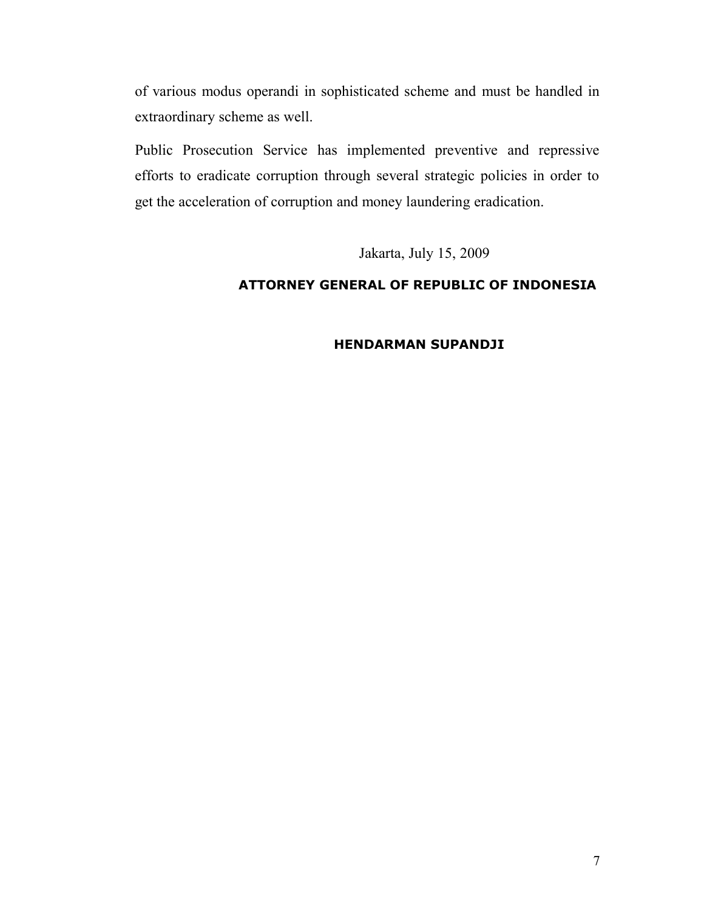of various modus operandi in sophisticated scheme and must be handled in extraordinary scheme as well.

Public Prosecution Service has implemented preventive and repressive efforts to eradicate corruption through several strategic policies in order to get the acceleration of corruption and money laundering eradication.

Jakarta, July 15, 2009

**ATTORNEY GENERAL OF REPUBLIC OF INDONESIA**

**HENDARMAN SUPANDJI**